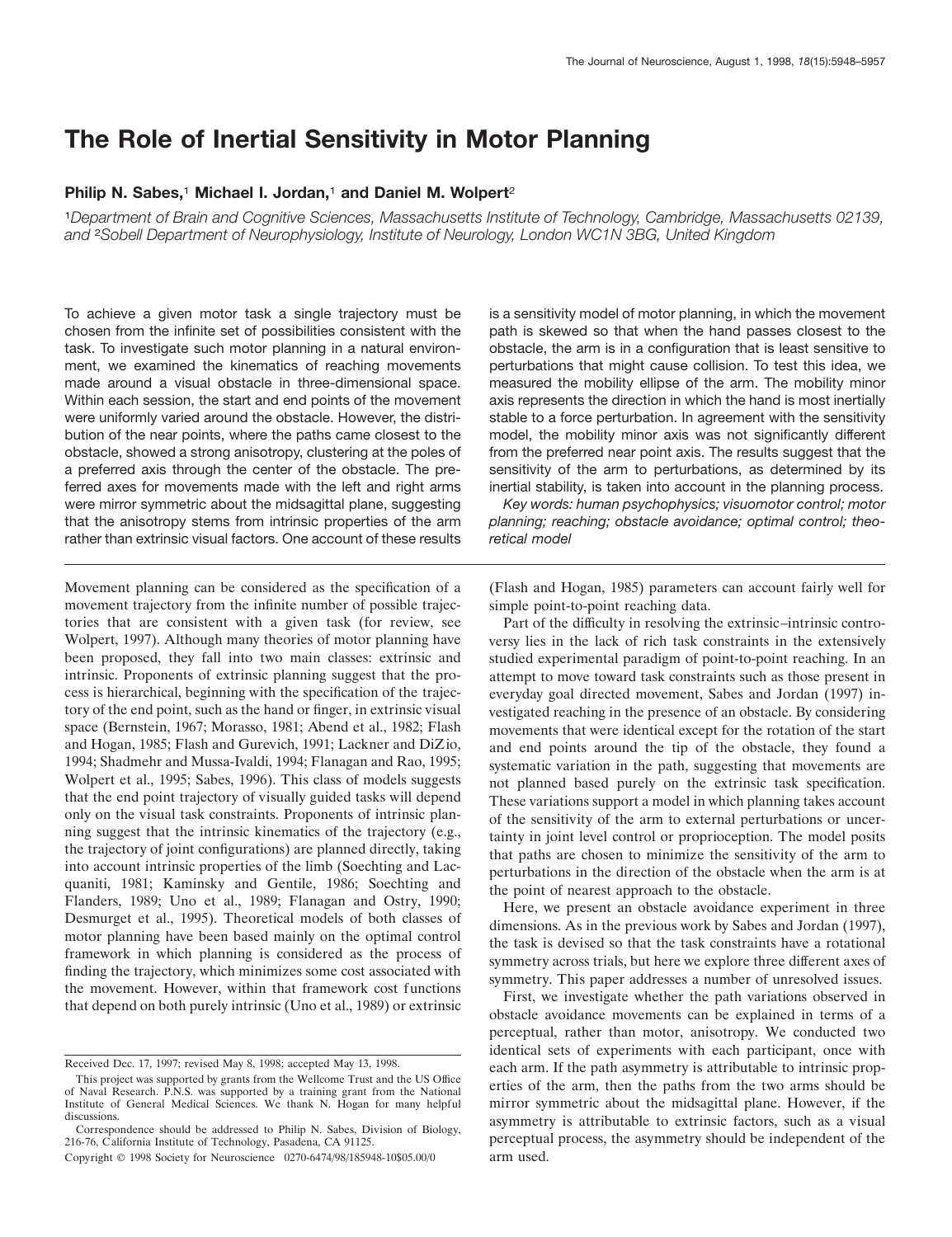# The Role of Inertial Sensitivity in Motor Planning

**Philip N. Sabes,[1] Michael I. Jordan,[1] and Daniel M. Wolpert[2]**

[1]*Department of Brain and Cognitive Sciences, Massachusetts Institute of Technology, Cambridge, Massachusetts 02139, and* [2]*Sobell Department of Neurophysiology, Institute of Neurology, London WC1N 3BG, United Kingdom*

To achieve a given motor task a single trajectory must be chosen from the infinite set of possibilities consistent with the task. To investigate such motor planning in a natural environment, we examined the kinematics of reaching movements made around a visual obstacle in three-dimensional space. Within each session, the start and end points of the movement were uniformly varied around the obstacle. However, the distribution of the near points, where the paths came closest to the obstacle, showed a strong anisotropy, clustering at the poles of a preferred axis through the center of the obstacle. The preferred axes for movements made with the left and right arms were mirror symmetric about the midsagittal plane, suggesting that the anisotropy stems from intrinsic properties of the arm rather than extrinsic visual factors. One account of these results is a sensitivity model of motor planning, in which the movement path is skewed so that when the hand passes closest to the obstacle, the arm is in a configuration that is least sensitive to perturbations that might cause collision. To test this idea, we measured the mobility ellipse of the arm. The mobility minor axis represents the direction in which the hand is most inertially stable to a force perturbation. In agreement with the sensitivity model, the mobility minor axis was not significantly different from the preferred near point axis. The results suggest that the sensitivity of the arm to perturbations, as determined by its inertial stability, is taken into account in the planning process.

*Key words: human psychophysics; visuomotor control; motor planning; reaching; obstacle avoidance; optimal control; theoretical model*

Movement planning can be considered as the specification of a movement trajectory from the infinite number of possible trajectories that are consistent with a given task (for review, see Wolpert, 1997). Although many theories of motor planning have been proposed, they fall into two main classes: extrinsic and intrinsic. Proponents of extrinsic planning suggest that the process is hierarchical, beginning with the specification of the trajectory of the end point, such as the hand or finger, in extrinsic visual space (Bernstein, 1967; Morasso, 1981; Abend et al., 1982; Flash and Hogan, 1985; Flash and Gurevich, 1991; Lackner and DiZio, 1994; Shadmehr and Mussa-Ivaldi, 1994; Flanagan and Rao, 1995; Wolpert et al., 1995; Sabes, 1996). This class of models suggests that the end point trajectory of visually guided tasks will depend only on the visual task constraints. Proponents of intrinsic planning suggest that the intrinsic kinematics of the trajectory (e.g., the trajectory of joint configurations) are planned directly, taking into account intrinsic properties of the limb (Soechting and Lacquaniti, 1981; Kaminsky and Gentile, 1986; Soechting and Flanders, 1989; Uno et al., 1989; Flanagan and Ostry, 1990; Desmurget et al., 1995). Theoretical models of both classes of motor planning have been based mainly on the optimal control framework in which planning is considered as the process of finding the trajectory, which minimizes some cost associated with the movement. However, within that framework cost functions that depend on both purely intrinsic (Uno et al., 1989) or extrinsic (Flash and Hogan, 1985) parameters can account fairly well for simple point-to-point reaching data.

Part of the difficulty in resolving the extrinsic–intrinsic controversy lies in the lack of rich task constraints in the extensively studied experimental paradigm of point-to-point reaching. In an attempt to move toward task constraints such as those present in everyday goal directed movement, Sabes and Jordan (1997) investigated reaching in the presence of an obstacle. By considering movements that were identical except for the rotation of the start and end points around the tip of the obstacle, they found a systematic variation in the path, suggesting that movements are not planned based purely on the extrinsic task specification. These variations support a model in which planning takes account of the sensitivity of the arm to external perturbations or uncertainty in joint level control or proprioception. The model posits that paths are chosen to minimize the sensitivity of the arm to perturbations in the direction of the obstacle when the arm is at the point of nearest approach to the obstacle.

Here, we present an obstacle avoidance experiment in three dimensions. As in the previous work by Sabes and Jordan (1997), the task is devised so that the task constraints have a rotational symmetry across trials, but here we explore three different axes of symmetry. This paper addresses a number of unresolved issues.

First, we investigate whether the path variations observed in obstacle avoidance movements can be explained in terms of a perceptual, rather than motor, anisotropy. We conducted two identical sets of experiments with each participant, once with each arm. If the path asymmetry is attributable to intrinsic properties of the arm, then the paths from the two arms should be mirror symmetric about the midsagittal plane. However, if the asymmetry is attributable to extrinsic factors, such as a visual perceptual process, the asymmetry should be independent of the arm used.

Received Dec. 17, 1997; revised May 8, 1998; accepted May 13, 1998.

This project was supported by grants from the Wellcome Trust and the US Office of Naval Research. P.N.S. was supported by a training grant from the National Institute of General Medical Sciences. We thank N. Hogan for many helpful discussions.

Correspondence should be addressed to Philip N. Sabes, Division of Biology, 216-76, California Institute of Technology, Pasadena, CA 91125.

Copyright © 1998 Society for Neuroscience 0270-6474/98/185948-10$05.00/0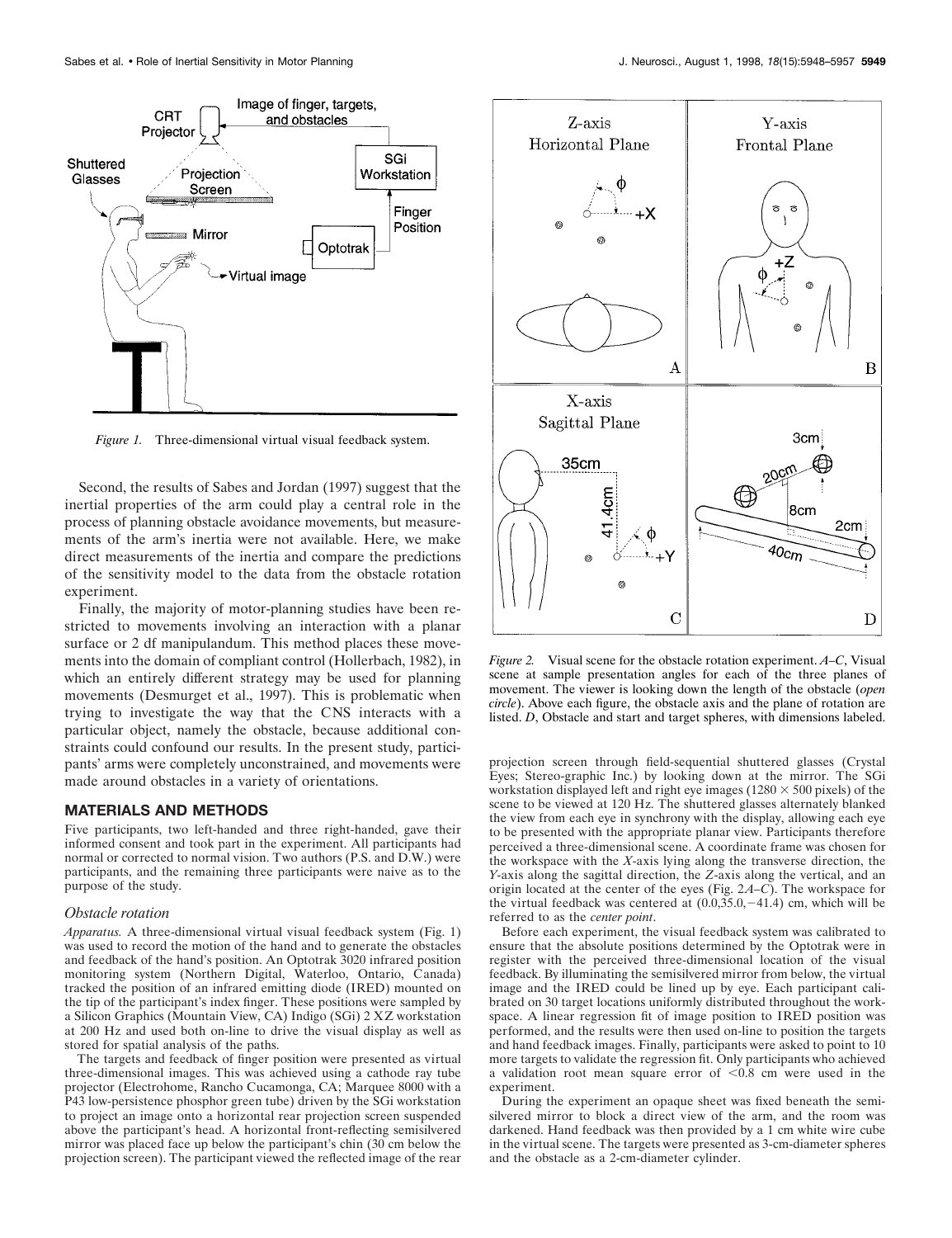Figure 1. Three-dimensional virtual visual feedback system.

Second, the results of Sabes and Jordan (1997) suggest that the inertial properties of the arm could play a central role in the process of planning obstacle avoidance movements, but measurements of the arm's inertia were not available. Here, we make direct measurements of the inertia and compare the predictions of the sensitivity model to the data from the obstacle rotation experiment.

Finally, the majority of motor-planning studies have been restricted to movements involving an interaction with a planar surface or 2 df manipulandum. This method places these movements into the domain of compliant control (Hollerbach, 1982), in which an entirely different strategy may be used for planning movements (Desmurget et al., 1997). This is problematic when trying to investigate the way that the CNS interacts with a particular object, namely the obstacle, because additional constraints could confound our results. In the present study, participants' arms were completely unconstrained, and movements were made around obstacles in a variety of orientations.

## MATERIALS AND METHODS

Five participants, two left-handed and three right-handed, gave their informed consent and took part in the experiment. All participants had normal or corrected to normal vision. Two authors (P.S. and D.W.) were participants, and the remaining three participants were naive as to the purpose of the study.

### *Obstacle rotation*

*Apparatus.* A three-dimensional virtual visual feedback system (Fig. 1) was used to record the motion of the hand and to generate the obstacles and feedback of the hand's position. An Optotrak 3020 infrared position monitoring system (Northern Digital, Waterloo, Ontario, Canada) tracked the position of an infrared emitting diode (IRED) mounted on the tip of the participant's index finger. These positions were sampled by a Silicon Graphics (Mountain View, CA) Indigo (SGi) 2 XZ workstation at 200 Hz and used both on-line to drive the visual display as well as stored for spatial analysis of the paths.

The targets and feedback of finger position were presented as virtual three-dimensional images. This was achieved using a cathode ray tube projector (Electrohome, Rancho Cucamonga, CA; Marquee 8000 with a P43 low-persistence phosphor green tube) driven by the SGi workstation to project an image onto a horizontal rear projection screen suspended above the participant's head. A horizontal front-reflecting semisilvered mirror was placed face up below the participant's chin (30 cm below the projection screen). The participant viewed the reflected image of the rear projection screen through field-sequential shuttered glasses (Crystal Eyes; Stereo-graphic Inc.) by looking down at the mirror. The SGi workstation displayed left and right eye images (1280 × 500 pixels) of the scene to be viewed at 120 Hz. The shuttered glasses alternately blanked the view from each eye in synchrony with the display, allowing each eye to be presented with the appropriate planar view. Participants therefore perceived a three-dimensional scene. A coordinate frame was chosen for the workspace with the *X*-axis lying along the transverse direction, the *Y*-axis along the sagittal direction, the *Z*-axis along the vertical, and an origin located at the center of the eyes (Fig. 2*A–C*). The workspace for the virtual feedback was centered at (0.0,35.0,−41.4) cm, which will be referred to as the *center point*.

Before each experiment, the visual feedback system was calibrated to ensure that the absolute positions determined by the Optotrak were in register with the perceived three-dimensional location of the visual feedback. By illuminating the semisilvered mirror from below, the virtual image and the IRED could be lined up by eye. Each participant calibrated on 30 target locations uniformly distributed throughout the workspace. A linear regression fit of image position to IRED position was performed, and the results were then used on-line to position the targets and hand feedback images. Finally, participants were asked to point to 10 more targets to validate the regression fit. Only participants who achieved a validation root mean square error of <0.8 cm were used in the experiment.

During the experiment an opaque sheet was fixed beneath the semisilvered mirror to block a direct view of the arm, and the room was darkened. Hand feedback was then provided by a 1 cm white wire cube in the virtual scene. The targets were presented as 3-cm-diameter spheres and the obstacle as a 2-cm-diameter cylinder.

Z-axis
Horizontal Plane
φ
+X
A

Y-axis
Frontal Plane
φ
+Z
B

X-axis
Sagittal Plane
35cm
41.4cm
φ
+Y
C

3cm
20cm
8cm
2cm
40cm
D

*Figure 2.* Visual scene for the obstacle rotation experiment. *A–C*, Visual scene at sample presentation angles for each of the three planes of movement. The viewer is looking down the length of the obstacle (*open circle*). Above each figure, the obstacle axis and the plane of rotation are listed. *D*, Obstacle and start and target spheres, with dimensions labeled.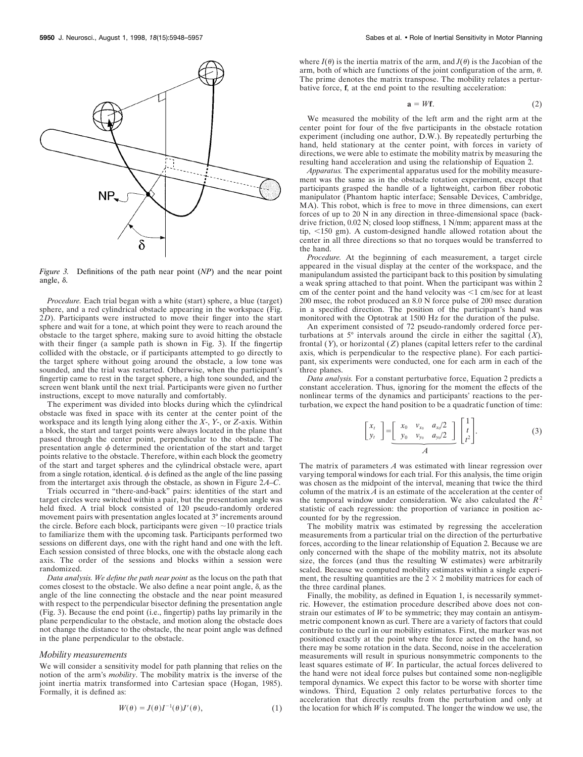NP

δ

*Figure 3.* Definitions of the path near point (*NP*) and the near point angle, δ.

*Procedure.* Each trial began with a white (start) sphere, a blue (target) sphere, and a red cylindrical obstacle appearing in the workspace (Fig. 2*D*). Participants were instructed to move their finger into the start sphere and wait for a tone, at which point they were to reach around the obstacle to the target sphere, making sure to avoid hitting the obstacle with their finger (a sample path is shown in Fig. 3). If the fingertip collided with the obstacle, or if participants attempted to go directly to the target sphere without going around the obstacle, a low tone was sounded, and the trial was restarted. Otherwise, when the participant's fingertip came to rest in the target sphere, a high tone sounded, and the screen went blank until the next trial. Participants were given no further instructions, except to move naturally and comfortably.

The experiment was divided into blocks during which the cylindrical obstacle was fixed in space with its center at the center point of the workspace and its length lying along either the *X*-, *Y*-, or *Z*-axis. Within a block, the start and target points were always located in the plane that passed through the center point, perpendicular to the obstacle. The presentation angle $\phi$ determined the orientation of the start and target points relative to the obstacle. Therefore, within each block the geometry of the start and target spheres and the cylindrical obstacle were, apart from a single rotation, identical. $\phi$ is defined as the angle of the line passing from the intertarget axis through the obstacle, as shown in Figure 2*A–C*.

Trials occurred in "there-and-back" pairs: identities of the start and target circles were switched within a pair, but the presentation angle was held fixed. A trial block consisted of 120 pseudo-randomly ordered movement pairs with presentation angles located at 3° increments around the circle. Before each block, participants were given ~10 practice trials to familiarize them with the upcoming task. Participants performed two sessions on different days, one with the right hand and one with the left. Each session consisted of three blocks, one with the obstacle along each axis. The order of the sessions and blocks within a session were randomized.

*Data analysis. We define the path near point* as the locus on the path that comes closest to the obstacle. We also define a near point angle, δ, as the angle of the line connecting the obstacle and the near point measured with respect to the perpendicular bisector defining the presentation angle (Fig. 3). Because the end point (i.e., fingertip) paths lay primarily in the plane perpendicular to the obstacle, and motion along the obstacle does not change the distance to the obstacle, the near point angle was defined in the plane perpendicular to the obstacle.

### *Mobility measurements*

We will consider a sensitivity model for path planning that relies on the notion of the arm's *mobility*. The mobility matrix is the inverse of the joint inertia matrix transformed into Cartesian space (Hogan, 1985). Formally, it is defined as:

$$W(\theta) = J(\theta)I^{-1}(\theta)J'(\theta), \tag{1}$$

where $I(\theta)$ is the inertia matrix of the arm, and $J(\theta)$ is the Jacobian of the arm, both of which are functions of the joint configuration of the arm, $\theta$. The prime denotes the matrix transpose. The mobility relates a perturbative force, **f**, at the end point to the resulting acceleration:

$$\mathbf{a} = W\mathbf{f}. \tag{2}$$

We measured the mobility of the left arm and the right arm at the center point for four of the five participants in the obstacle rotation experiment (including one author, D.W.). By repeatedly perturbing the hand, held stationary at the center point, with forces in variety of directions, we were able to estimate the mobility matrix by measuring the resulting hand acceleration and using the relationship of Equation 2.

*Apparatus.* The experimental apparatus used for the mobility measurement was the same as in the obstacle rotation experiment, except that participants grasped the handle of a lightweight, carbon fiber robotic manipulator (Phantom haptic interface; Sensable Devices, Cambridge, MA). This robot, which is free to move in three dimensions, can exert forces of up to 20 N in any direction in three-dimensional space (backdrive friction, 0.02 N; closed loop stiffness, 1 N/mm; apparent mass at the tip, <150 gm). A custom-designed handle allowed rotation about the center in all three directions so that no torques would be transferred to the hand.

*Procedure.* At the beginning of each measurement, a target circle appeared in the visual display at the center of the workspace, and the manipulandum assisted the participant back to this position by simulating a weak spring attached to that point. When the participant was within 2 cm of the center point and the hand velocity was <1 cm/sec for at least 200 msec, the robot produced an 8.0 N force pulse of 200 msec duration in a specified direction. The position of the participant's hand was monitored with the Optotrak at 1500 Hz for the duration of the pulse.

An experiment consisted of 72 pseudo-randomly ordered force perturbations at 5° intervals around the circle in either the sagittal (*X*), frontal (*Y*), or horizontal (*Z*) planes (capital letters refer to the cardinal axis, which is perpendicular to the respective plane). For each participant, six experiments were conducted, one for each arm in each of the three planes.

*Data analysis.* For a constant perturbative force, Equation 2 predicts a constant acceleration. Thus, ignoring for the moment the effects of the nonlinear terms of the dynamics and participants' reactions to the perturbation, we expect the hand position to be a quadratic function of time:

$$\begin{bmatrix} x_t \\ y_t \end{bmatrix} = \underbrace{\begin{bmatrix} x_0 & v_{x_0} & a_{x_0}/2 \\ y_0 & v_{y_0} & a_{y_0}/2 \end{bmatrix}}_{A} \begin{bmatrix} 1 \\ t \\ t^2 \end{bmatrix}. \tag{3}$$

The matrix of parameters *A* was estimated with linear regression over varying temporal windows for each trial. For this analysis, the time origin was chosen as the midpoint of the interval, meaning that twice the third column of the matrix *A* is an estimate of the acceleration at the center of the temporal window under consideration. We also calculated the $R^2$ statistic of each regression: the proportion of variance in position accounted for by the regression.

The mobility matrix was estimated by regressing the acceleration measurements from a particular trial on the direction of the perturbative forces, according to the linear relationship of Equation 2. Because we are only concerned with the shape of the mobility matrix, not its absolute size, the forces (and thus the resulting W estimates) were arbitrarily scaled. Because we computed mobility estimates within a single experiment, the resulting quantities are the 2 × 2 mobility matrices for each of the three cardinal planes.

Finally, the mobility, as defined in Equation 1, is necessarily symmetric. However, the estimation procedure described above does not constrain our estimates of *W* to be symmetric; they may contain an antisymmetric component known as curl. There are a variety of factors that could contribute to the curl in our mobility estimates. First, the marker was not positioned exactly at the point where the force acted on the hand, so there may be some rotation in the data. Second, noise in the acceleration measurements will result in spurious nonsymmetric components to the least squares estimate of *W*. In particular, the actual forces delivered to the hand were not ideal force pulses but contained some non-negligible temporal dynamics. We expect this factor to be worse with shorter time windows. Third, Equation 2 only relates perturbative forces to the acceleration that directly results from the perturbation and only at the location for which *W* is computed. The longer the window we use, the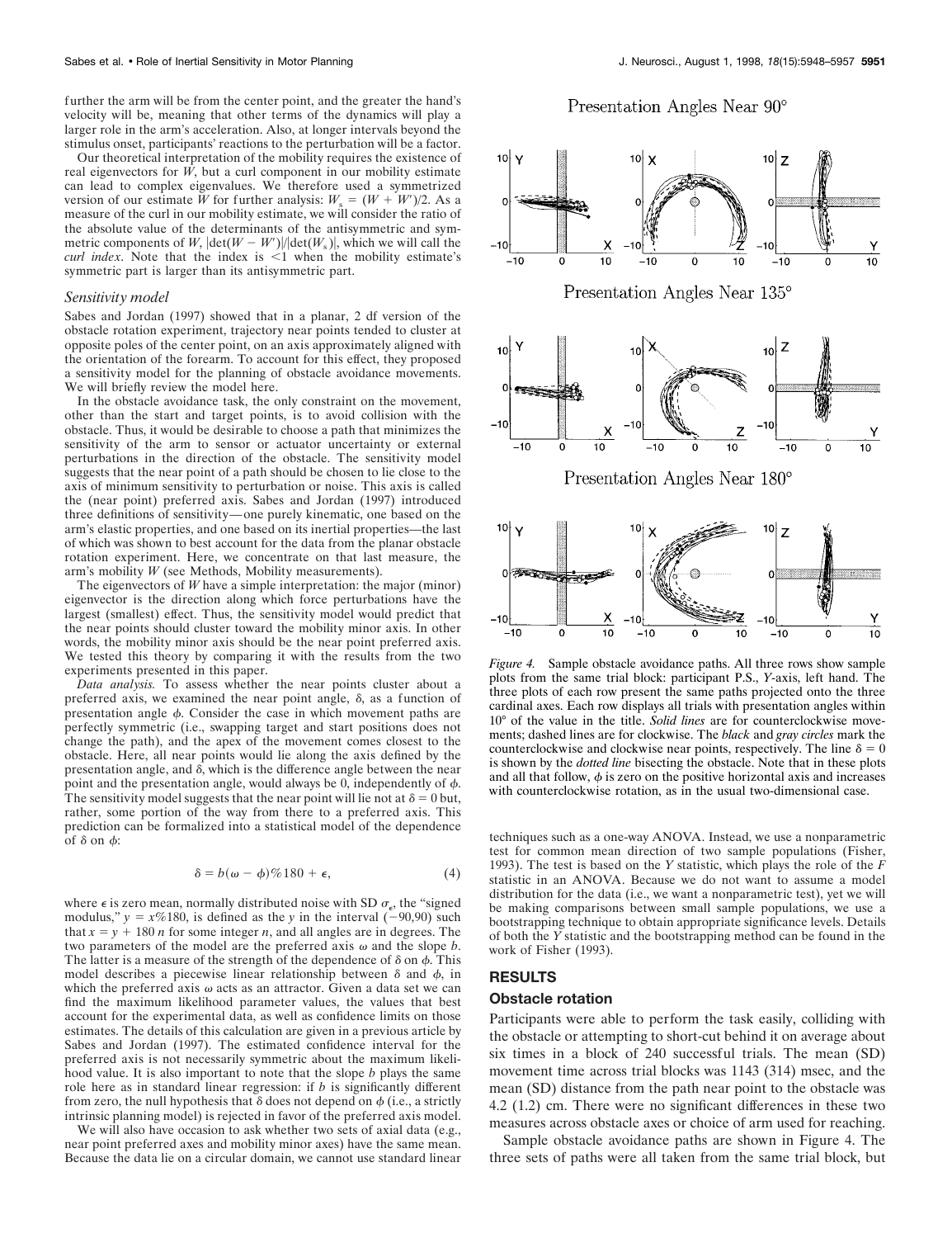further the arm will be from the center point, and the greater the hand's velocity will be, meaning that other terms of the dynamics will play a larger role in the arm's acceleration. Also, at longer intervals beyond the stimulus onset, participants' reactions to the perturbation will be a factor.

Our theoretical interpretation of the mobility requires the existence of real eigenvectors for $W$, but a curl component in our mobility estimate can lead to complex eigenvalues. We therefore used a symmetrized version of our estimate $W$ for further analysis: $W_s = (W + W')/2$. As a measure of the curl in our mobility estimate, we will consider the ratio of the absolute value of the determinants of the antisymmetric and symmetric components of $W$, $|\det(W - W')|/|\det(W_s)|$, which we will call the *curl index*. Note that the index is $<1$ when the mobility estimate's symmetric part is larger than its antisymmetric part.

### *Sensitivity model*

Sabes and Jordan (1997) showed that in a planar, 2 df version of the obstacle rotation experiment, trajectory near points tended to cluster at opposite poles of the center point, on an axis approximately aligned with the orientation of the forearm. To account for this effect, they proposed a sensitivity model for the planning of obstacle avoidance movements. We will briefly review the model here.

In the obstacle avoidance task, the only constraint on the movement, other than the start and target points, is to avoid collision with the obstacle. Thus, it would be desirable to choose a path that minimizes the sensitivity of the arm to sensor or actuator uncertainty or external perturbations in the direction of the obstacle. The sensitivity model suggests that the near point of a path should be chosen to lie close to the axis of minimum sensitivity to perturbation or noise. This axis is called the (near point) preferred axis. Sabes and Jordan (1997) introduced three definitions of sensitivity—one purely kinematic, one based on the arm's elastic properties, and one based on its inertial properties—the last of which was shown to best account for the data from the planar obstacle rotation experiment. Here, we concentrate on that last measure, the arm's mobility $W$ (see Methods, Mobility measurements).

The eigenvectors of $W$ have a simple interpretation: the major (minor) eigenvector is the direction along which force perturbations have the largest (smallest) effect. Thus, the sensitivity model would predict that the near points should cluster toward the mobility minor axis. In other words, the mobility minor axis should be the near point preferred axis. We tested this theory by comparing it with the results from the two experiments presented in this paper.

*Data analysis.* To assess whether the near points cluster about a preferred axis, we examined the near point angle, $\delta$, as a function of presentation angle $\phi$. Consider the case in which movement paths are perfectly symmetric (i.e., swapping target and start positions does not change the path), and the apex of the movement comes closest to the obstacle. Here, all near points would lie along the axis defined by the presentation angle, and $\delta$, which is the difference angle between the near point and the presentation angle, would always be 0, independently of $\phi$. The sensitivity model suggests that the near point will lie not at $\delta = 0$ but, rather, some portion of the way from there to a preferred axis. This prediction can be formalized into a statistical model of the dependence of $\delta$ on $\phi$:

$$\delta = b(\omega - \phi)\%180 + \epsilon, \tag{4}$$

where $\epsilon$ is zero mean, normally distributed noise with SD $\sigma_\epsilon$, the "signed modulus," $y = x\%180$, is defined as the $y$ in the interval $(-90,90)$ such that $x = y + 180\,n$ for some integer $n$, and all angles are in degrees. The two parameters of the model are the preferred axis $\omega$ and the slope $b$. The latter is a measure of the strength of the dependence of $\delta$ on $\phi$. This model describes a piecewise linear relationship between $\delta$ and $\phi$, in which the preferred axis $\omega$ acts as an attractor. Given a data set we can find the maximum likelihood parameter values, the values that best account for the experimental data, as well as confidence limits on those estimates. The details of this calculation are given in a previous article by Sabes and Jordan (1997). The estimated confidence interval for the preferred axis is not necessarily symmetric about the maximum likelihood value. It is also important to note that the slope $b$ plays the same role here as in standard linear regression: if $b$ is significantly different from zero, the null hypothesis that $\delta$ does not depend on $\phi$ (i.e., a strictly intrinsic planning model) is rejected in favor of the preferred axis model.

We will also have occasion to ask whether two sets of axial data (e.g., near point preferred axes and mobility minor axes) have the same mean. Because the data lie on a circular domain, we cannot use standard linear techniques such as a one-way ANOVA. Instead, we use a nonparametric test for common mean direction of two sample populations (Fisher, 1993). The test is based on the $Y$ statistic, which plays the role of the $F$ statistic in an ANOVA. Because we do not want to assume a model distribution for the data (i.e., we want a nonparametric test), yet we will be making comparisons between small sample populations, we use a bootstrapping technique to obtain appropriate significance levels. Details of both the $Y$ statistic and the bootstrapping method can be found in the work of Fisher (1993).

Presentation Angles Near 90°

Presentation Angles Near 135°

Presentation Angles Near 180°

*Figure 4.* Sample obstacle avoidance paths. All three rows show sample plots from the same trial block: participant P.S., $Y$-axis, left hand. The three plots of each row present the same paths projected onto the three cardinal axes. Each row displays all trials with presentation angles within 10° of the value in the title. *Solid lines* are for counterclockwise movements; dashed lines are for clockwise. The *black* and *gray circles* mark the counterclockwise and clockwise near points, respectively. The line $\delta = 0$ is shown by the *dotted line* bisecting the obstacle. Note that in these plots and all that follow, $\phi$ is zero on the positive horizontal axis and increases with counterclockwise rotation, as in the usual two-dimensional case.

## RESULTS

### Obstacle rotation

Participants were able to perform the task easily, colliding with the obstacle or attempting to short-cut behind it on average about six times in a block of 240 successful trials. The mean (SD) movement time across trial blocks was 1143 (314) msec, and the mean (SD) distance from the path near point to the obstacle was 4.2 (1.2) cm. There were no significant differences in these two measures across obstacle axes or choice of arm used for reaching.

Sample obstacle avoidance paths are shown in Figure 4. The three sets of paths were all taken from the same trial block, but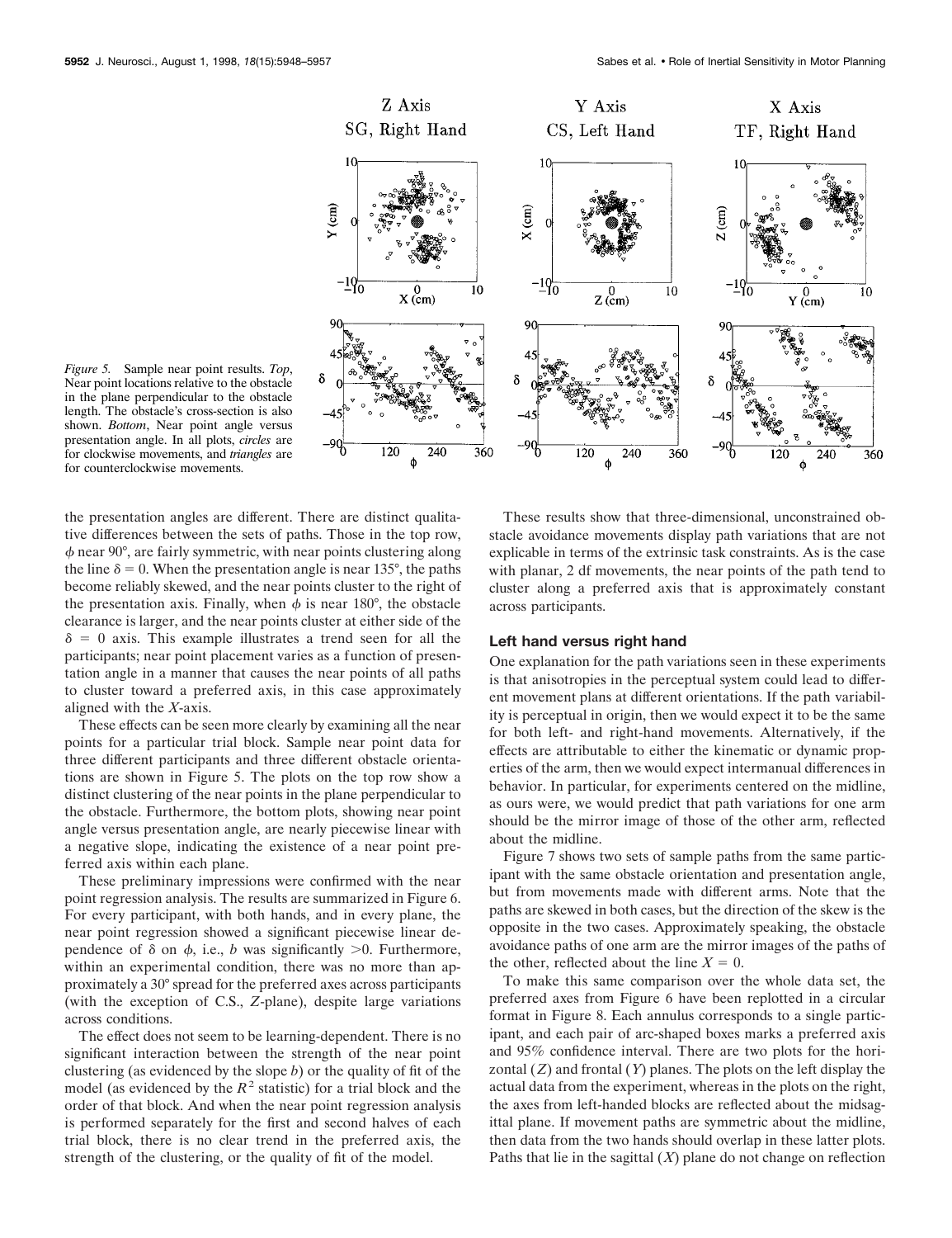Z Axis
SG, Right Hand

Y Axis
CS, Left Hand

X Axis
TF, Right Hand

Y (cm)
X (cm)
X (cm)
Z (cm)
Z (cm)
Y (cm)

10
0
−10
−10
0
10

δ
φ
90
45
0
−45
−90
0
120
240
360

*Figure 5.* Sample near point results. *Top*, Near point locations relative to the obstacle in the plane perpendicular to the obstacle length. The obstacle's cross-section is also shown. *Bottom*, Near point angle versus presentation angle. In all plots, *circles* are for clockwise movements, and *triangles* are for counterclockwise movements.

the presentation angles are different. There are distinct qualitative differences between the sets of paths. Those in the top row, $\phi$ near 90°, are fairly symmetric, with near points clustering along the line $\delta = 0$. When the presentation angle is near 135°, the paths become reliably skewed, and the near points cluster to the right of the presentation axis. Finally, when $\phi$ is near 180°, the obstacle clearance is larger, and the near points cluster at either side of the $\delta = 0$ axis. This example illustrates a trend seen for all the participants; near point placement varies as a function of presentation angle in a manner that causes the near points of all paths to cluster toward a preferred axis, in this case approximately aligned with the *X*-axis.

These effects can be seen more clearly by examining all the near points for a particular trial block. Sample near point data for three different participants and three different obstacle orientations are shown in Figure 5. The plots on the top row show a distinct clustering of the near points in the plane perpendicular to the obstacle. Furthermore, the bottom plots, showing near point angle versus presentation angle, are nearly piecewise linear with a negative slope, indicating the existence of a near point preferred axis within each plane.

These preliminary impressions were confirmed with the near point regression analysis. The results are summarized in Figure 6. For every participant, with both hands, and in every plane, the near point regression showed a significant piecewise linear dependence of $\delta$ on $\phi$, i.e., $b$ was significantly >0. Furthermore, within an experimental condition, there was no more than approximately a 30° spread for the preferred axes across participants (with the exception of C.S., *Z*-plane), despite large variations across conditions.

The effect does not seem to be learning-dependent. There is no significant interaction between the strength of the near point clustering (as evidenced by the slope $b$) or the quality of fit of the model (as evidenced by the $R^2$ statistic) for a trial block and the order of that block. And when the near point regression analysis is performed separately for the first and second halves of each trial block, there is no clear trend in the preferred axis, the strength of the clustering, or the quality of fit of the model.

These results show that three-dimensional, unconstrained obstacle avoidance movements display path variations that are not explicable in terms of the extrinsic task constraints. As is the case with planar, 2 df movements, the near points of the path tend to cluster along a preferred axis that is approximately constant across participants.

### Left hand versus right hand

One explanation for the path variations seen in these experiments is that anisotropies in the perceptual system could lead to different movement plans at different orientations. If the path variability is perceptual in origin, then we would expect it to be the same for both left- and right-hand movements. Alternatively, if the effects are attributable to either the kinematic or dynamic properties of the arm, then we would expect intermanual differences in behavior. In particular, for experiments centered on the midline, as ours were, we would predict that path variations for one arm should be the mirror image of those of the other arm, reflected about the midline.

Figure 7 shows two sets of sample paths from the same participant with the same obstacle orientation and presentation angle, but from movements made with different arms. Note that the paths are skewed in both cases, but the direction of the skew is the opposite in the two cases. Approximately speaking, the obstacle avoidance paths of one arm are the mirror images of the paths of the other, reflected about the line $X = 0$.

To make this same comparison over the whole data set, the preferred axes from Figure 6 have been replotted in a circular format in Figure 8. Each annulus corresponds to a single participant, and each pair of arc-shaped boxes marks a preferred axis and 95% confidence interval. There are two plots for the horizontal ($Z$) and frontal ($Y$) planes. The plots on the left display the actual data from the experiment, whereas in the plots on the right, the axes from left-handed blocks are reflected about the midsagittal plane. If movement paths are symmetric about the midline, then data from the two hands should overlap in these latter plots. Paths that lie in the sagittal ($X$) plane do not change on reflection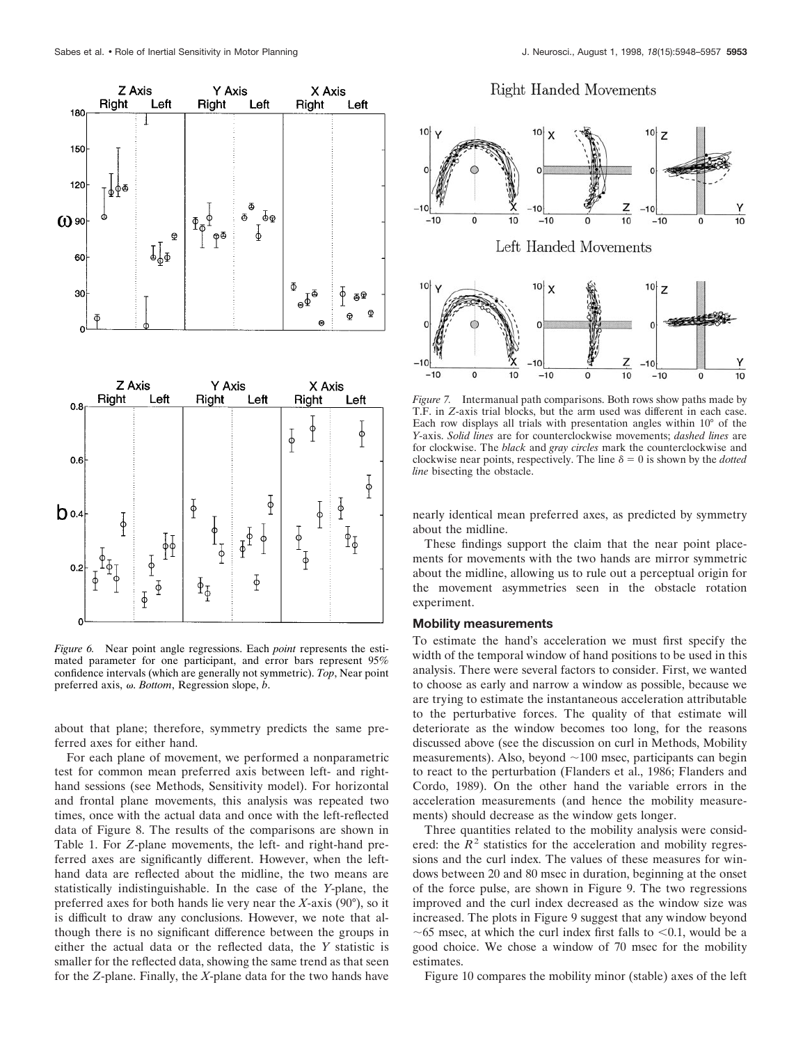Z Axis Y Axis X Axis
Right Left Right Left Right Left

ω

Z Axis Y Axis X Axis
Right Left Right Left Right Left

b

*Figure 6.* Near point angle regressions. Each *point* represents the estimated parameter for one participant, and error bars represent 95% confidence intervals (which are generally not symmetric). *Top*, Near point preferred axis, *ω*. *Bottom*, Regression slope, *b*.

Right Handed Movements

Left Handed Movements

*Figure 7.* Intermanual path comparisons. Both rows show paths made by T.F. in *Z*-axis trial blocks, but the arm used was different in each case. Each row displays all trials with presentation angles within 10° of the *Y*-axis. *Solid lines* are for counterclockwise movements; *dashed lines* are for clockwise. The *black* and *gray circles* mark the counterclockwise and clockwise near points, respectively. The line $\delta = 0$ is shown by the *dotted line* bisecting the obstacle.

about that plane; therefore, symmetry predicts the same preferred axes for either hand.

For each plane of movement, we performed a nonparametric test for common mean preferred axis between left- and right-hand sessions (see Methods, Sensitivity model). For horizontal and frontal plane movements, this analysis was repeated two times, once with the actual data and once with the left-reflected data of Figure 8. The results of the comparisons are shown in Table 1. For *Z*-plane movements, the left- and right-hand preferred axes are significantly different. However, when the left-hand data are reflected about the midline, the two means are statistically indistinguishable. In the case of the *Y*-plane, the preferred axes for both hands lie very near the *X*-axis (90°), so it is difficult to draw any conclusions. However, we note that although there is no significant difference between the groups in either the actual data or the reflected data, the *Y* statistic is smaller for the reflected data, showing the same trend as that seen for the *Z*-plane. Finally, the *X*-plane data for the two hands have nearly identical mean preferred axes, as predicted by symmetry about the midline.

These findings support the claim that the near point placements for movements with the two hands are mirror symmetric about the midline, allowing us to rule out a perceptual origin for the movement asymmetries seen in the obstacle rotation experiment.

### Mobility measurements

To estimate the hand's acceleration we must first specify the width of the temporal window of hand positions to be used in this analysis. There were several factors to consider. First, we wanted to choose as early and narrow a window as possible, because we are trying to estimate the instantaneous acceleration attributable to the perturbative forces. The quality of that estimate will deteriorate as the window becomes too long, for the reasons discussed above (see the discussion on curl in Methods, Mobility measurements). Also, beyond ~100 msec, participants can begin to react to the perturbation (Flanders et al., 1986; Flanders and Cordo, 1989). On the other hand the variable errors in the acceleration measurements (and hence the mobility measurements) should decrease as the window gets longer.

Three quantities related to the mobility analysis were considered: the $R^2$ statistics for the acceleration and mobility regressions and the curl index. The values of these measures for windows between 20 and 80 msec in duration, beginning at the onset of the force pulse, are shown in Figure 9. The two regressions improved and the curl index decreased as the window size was increased. The plots in Figure 9 suggest that any window beyond ~65 msec, at which the curl index first falls to <0.1, would be a good choice. We chose a window of 70 msec for the mobility estimates.

Figure 10 compares the mobility minor (stable) axes of the left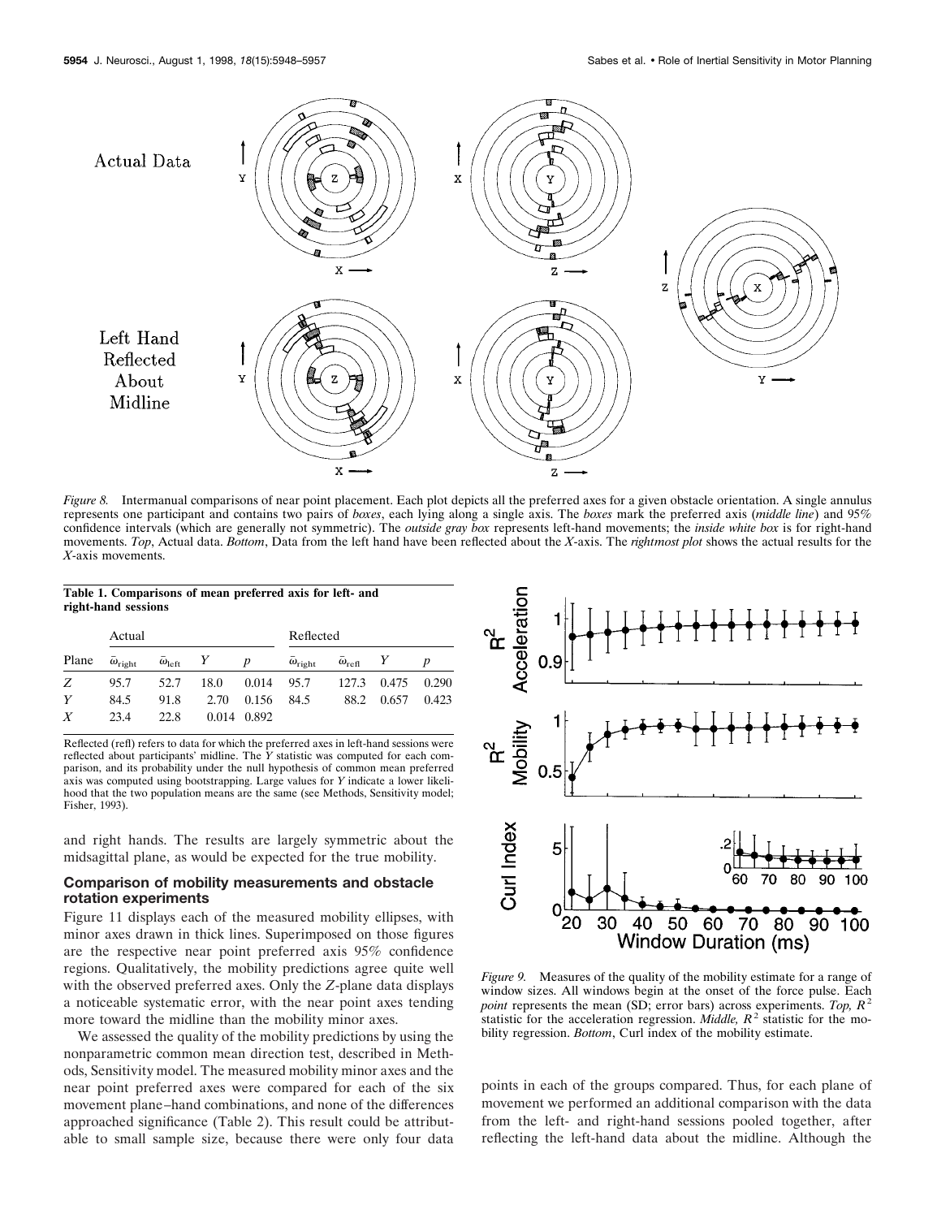Actual Data

Y

Z

X

X

Y

Z

Z

X

Y

Left Hand Reflected About Midline

Y

Z

X

X

Y

Z

*Figure 8.* Intermanual comparisons of near point placement. Each plot depicts all the preferred axes for a given obstacle orientation. A single annulus represents one participant and contains two pairs of *boxes*, each lying along a single axis. The *boxes* mark the preferred axis (*middle line*) and 95% confidence intervals (which are generally not symmetric). The *outside gray box* represents left-hand movements; the *inside white box* is for right-hand movements. *Top*, Actual data. *Bottom*, Data from the left hand have been reflected about the *X*-axis. The *rightmost plot* shows the actual results for the *X*-axis movements.

**Table 1. Comparisons of mean preferred axis for left- and right-hand sessions**

| | Actual | | | | Reflected | | | |
|---|---|---|---|---|---|---|---|---|
| Plane | $\bar{\omega}_{\text{right}}$ | $\bar{\omega}_{\text{left}}$ | $Y$ | $p$ | $\bar{\omega}_{\text{right}}$ | $\bar{\omega}_{\text{refl}}$ | $Y$ | $p$ |
| $Z$ | 95.7 | 52.7 | 18.0 | 0.014 | 95.7 | 127.3 | 0.475 | 0.290 |
| $Y$ | 84.5 | 91.8 | 2.70 | 0.156 | 84.5 | 88.2 | 0.657 | 0.423 |
| $X$ | 23.4 | 22.8 | 0.014 | 0.892 | | | | |

Reflected (refl) refers to data for which the preferred axes in left-hand sessions were reflected about participants' midline. The $Y$ statistic was computed for each comparison, and its probability under the null hypothesis of common mean preferred axis was computed using bootstrapping. Large values for $Y$ indicate a lower likelihood that the two population means are the same (see Methods, Sensitivity model; Fisher, 1993).

and right hands. The results are largely symmetric about the midsagittal plane, as would be expected for the true mobility.

### Comparison of mobility measurements and obstacle rotation experiments

Figure 11 displays each of the measured mobility ellipses, with minor axes drawn in thick lines. Superimposed on those figures are the respective near point preferred axis 95% confidence regions. Qualitatively, the mobility predictions agree quite well with the observed preferred axes. Only the $Z$-plane data displays a noticeable systematic error, with the near point axes tending more toward the midline than the mobility minor axes.

We assessed the quality of the mobility predictions by using the nonparametric common mean direction test, described in Methods, Sensitivity model. The measured mobility minor axes and the near point preferred axes were compared for each of the six movement plane–hand combinations, and none of the differences approached significance (Table 2). This result could be attributable to small sample size, because there were only four data points in each of the groups compared. Thus, for each plane of movement we performed an additional comparison with the data from the left- and right-hand sessions pooled together, after reflecting the left-hand data about the midline. Although the

$R^2$ Acceleration

1

0.9

$R^2$ Mobility

1

0.5

Curl Index

5

0

.2

0

60 70 80 90 100

20 30 40 50 60 70 80 90 100

Window Duration (ms)

*Figure 9.* Measures of the quality of the mobility estimate for a range of window sizes. All windows begin at the onset of the force pulse. Each *point* represents the mean (SD; error bars) across experiments. *Top,* $R^2$ statistic for the acceleration regression. *Middle,* $R^2$ statistic for the mobility regression. *Bottom*, Curl index of the mobility estimate.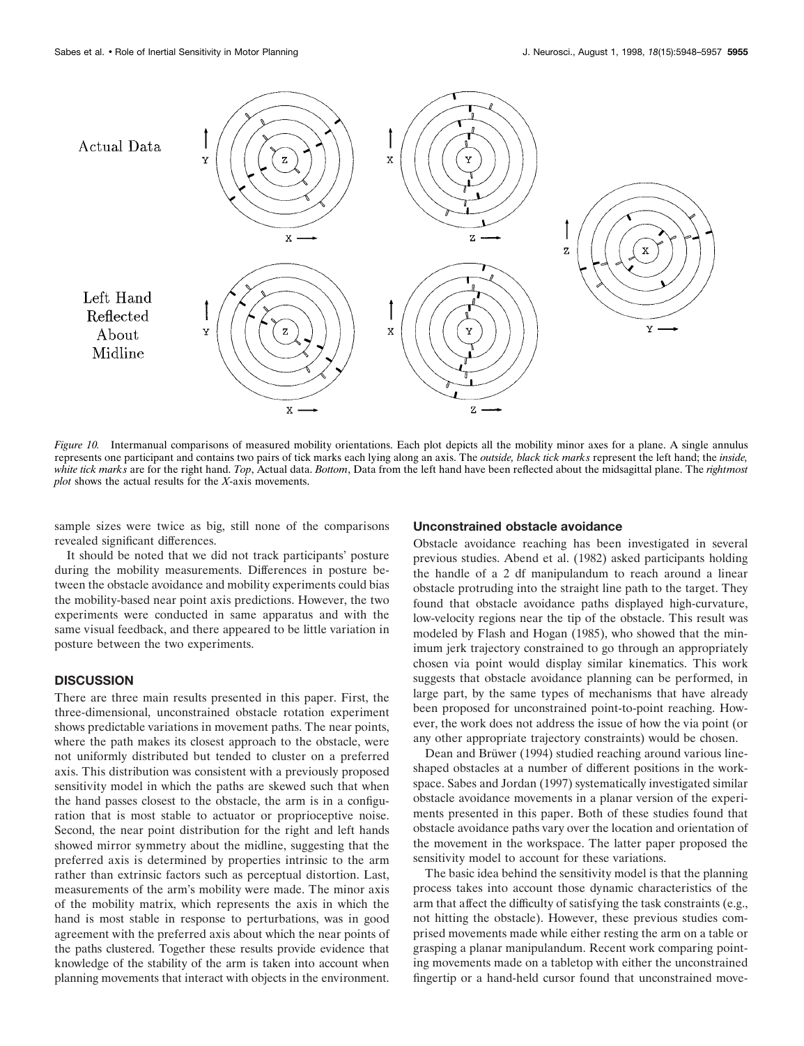Actual Data

Y

Z

X

X

Y

Z

Z

X

Y

Left Hand Reflected About Midline

Y

Z

X

X

Y

Z

*Figure 10.* Intermanual comparisons of measured mobility orientations. Each plot depicts all the mobility minor axes for a plane. A single annulus represents one participant and contains two pairs of tick marks each lying along an axis. The *outside, black tick marks* represent the left hand; the *inside, white tick marks* are for the right hand. *Top*, Actual data. *Bottom*, Data from the left hand have been reflected about the midsagittal plane. The *rightmost plot* shows the actual results for the *X*-axis movements.

sample sizes were twice as big, still none of the comparisons revealed significant differences.

It should be noted that we did not track participants' posture during the mobility measurements. Differences in posture between the obstacle avoidance and mobility experiments could bias the mobility-based near point axis predictions. However, the two experiments were conducted in same apparatus and with the same visual feedback, and there appeared to be little variation in posture between the two experiments.

## DISCUSSION

There are three main results presented in this paper. First, the three-dimensional, unconstrained obstacle rotation experiment shows predictable variations in movement paths. The near points, where the path makes its closest approach to the obstacle, were not uniformly distributed but tended to cluster on a preferred axis. This distribution was consistent with a previously proposed sensitivity model in which the paths are skewed such that when the hand passes closest to the obstacle, the arm is in a configuration that is most stable to actuator or proprioceptive noise. Second, the near point distribution for the right and left hands showed mirror symmetry about the midline, suggesting that the preferred axis is determined by properties intrinsic to the arm rather than extrinsic factors such as perceptual distortion. Last, measurements of the arm's mobility were made. The minor axis of the mobility matrix, which represents the axis in which the hand is most stable in response to perturbations, was in good agreement with the preferred axis about which the near points of the paths clustered. Together these results provide evidence that knowledge of the stability of the arm is taken into account when planning movements that interact with objects in the environment.

### Unconstrained obstacle avoidance

Obstacle avoidance reaching has been investigated in several previous studies. Abend et al. (1982) asked participants holding the handle of a 2 df manipulandum to reach around a linear obstacle protruding into the straight line path to the target. They found that obstacle avoidance paths displayed high-curvature, low-velocity regions near the tip of the obstacle. This result was modeled by Flash and Hogan (1985), who showed that the minimum jerk trajectory constrained to go through an appropriately chosen via point would display similar kinematics. This work suggests that obstacle avoidance planning can be performed, in large part, by the same types of mechanisms that have already been proposed for unconstrained point-to-point reaching. However, the work does not address the issue of how the via point (or any other appropriate trajectory constraints) would be chosen.

Dean and Brüwer (1994) studied reaching around various line-shaped obstacles at a number of different positions in the workspace. Sabes and Jordan (1997) systematically investigated similar obstacle avoidance movements in a planar version of the experiments presented in this paper. Both of these studies found that obstacle avoidance paths vary over the location and orientation of the movement in the workspace. The latter paper proposed the sensitivity model to account for these variations.

The basic idea behind the sensitivity model is that the planning process takes into account those dynamic characteristics of the arm that affect the difficulty of satisfying the task constraints (e.g., not hitting the obstacle). However, these previous studies comprised movements made while either resting the arm on a table or grasping a planar manipulandum. Recent work comparing pointing movements made on a tabletop with either the unconstrained fingertip or a hand-held cursor found that unconstrained move-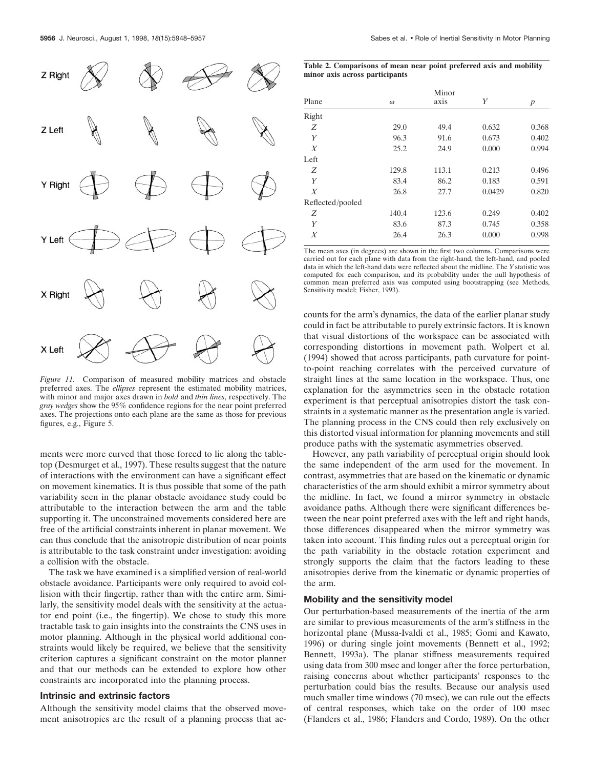Z Right

Z Left

Y Right

Y Left

X Right

X Left

*Figure 11.* Comparison of measured mobility matrices and obstacle preferred axes. The *ellipses* represent the estimated mobility matrices, with minor and major axes drawn in *bold* and *thin lines*, respectively. The *gray wedges* show the 95% confidence regions for the near point preferred axes. The projections onto each plane are the same as those for previous figures, e.g., Figure 5.

ments were more curved that those forced to lie along the tabletop (Desmurget et al., 1997). These results suggest that the nature of interactions with the environment can have a significant effect on movement kinematics. It is thus possible that some of the path variability seen in the planar obstacle avoidance study could be attributable to the interaction between the arm and the table supporting it. The unconstrained movements considered here are free of the artificial constraints inherent in planar movement. We can thus conclude that the anisotropic distribution of near points is attributable to the task constraint under investigation: avoiding a collision with the obstacle.

The task we have examined is a simplified version of real-world obstacle avoidance. Participants were only required to avoid collision with their fingertip, rather than with the entire arm. Similarly, the sensitivity model deals with the sensitivity at the actuator end point (i.e., the fingertip). We chose to study this more tractable task to gain insights into the constraints the CNS uses in motor planning. Although in the physical world additional constraints would likely be required, we believe that the sensitivity criterion captures a significant constraint on the motor planner and that our methods can be extended to explore how other constraints are incorporated into the planning process.

### Intrinsic and extrinsic factors

Although the sensitivity model claims that the observed movement anisotropies are the result of a planning process that accounts for the arm's dynamics, the data of the earlier planar study could in fact be attributable to purely extrinsic factors. It is known that visual distortions of the workspace can be associated with corresponding distortions in movement path. Wolpert et al. (1994) showed that across participants, path curvature for point-to-point reaching correlates with the perceived curvature of straight lines at the same location in the workspace. Thus, one explanation for the asymmetries seen in the obstacle rotation experiment is that perceptual anisotropies distort the task constraints in a systematic manner as the presentation angle is varied. The planning process in the CNS could then rely exclusively on this distorted visual information for planning movements and still produce paths with the systematic asymmetries observed.

However, any path variability of perceptual origin should look the same independent of the arm used for the movement. In contrast, asymmetries that are based on the kinematic or dynamic characteristics of the arm should exhibit a mirror symmetry about the midline. In fact, we found a mirror symmetry in obstacle avoidance paths. Although there were significant differences between the near point preferred axes with the left and right hands, those differences disappeared when the mirror symmetry was taken into account. This finding rules out a perceptual origin for the path variability in the obstacle rotation experiment and strongly supports the claim that the factors leading to these anisotropies derive from the kinematic or dynamic properties of the arm.

**Table 2. Comparisons of mean near point preferred axis and mobility minor axis across participants**

| Plane | $\omega$ | Minor axis | $Y$ | $p$ |
|---|---|---|---|---|
| Right | | | | |
| $Z$ | 29.0 | 49.4 | 0.632 | 0.368 |
| $Y$ | 96.3 | 91.6 | 0.673 | 0.402 |
| $X$ | 25.2 | 24.9 | 0.000 | 0.994 |
| Left | | | | |
| $Z$ | 129.8 | 113.1 | 0.213 | 0.496 |
| $Y$ | 83.4 | 86.2 | 0.183 | 0.591 |
| $X$ | 26.8 | 27.7 | 0.0429 | 0.820 |
| Reflected/pooled | | | | |
| $Z$ | 140.4 | 123.6 | 0.249 | 0.402 |
| $Y$ | 83.6 | 87.3 | 0.745 | 0.358 |
| $X$ | 26.4 | 26.3 | 0.000 | 0.998 |

The mean axes (in degrees) are shown in the first two columns. Comparisons were carried out for each plane with data from the right-hand, the left-hand, and pooled data in which the left-hand data were reflected about the midline. The $Y$ statistic was computed for each comparison, and its probability under the null hypothesis of common mean preferred axis was computed using bootstrapping (see Methods, Sensitivity model; Fisher, 1993).

### Mobility and the sensitivity model

Our perturbation-based measurements of the inertia of the arm are similar to previous measurements of the arm's stiffness in the horizontal plane (Mussa-Ivaldi et al., 1985; Gomi and Kawato, 1996) or during single joint movements (Bennett et al., 1992; Bennett, 1993a). The planar stiffness measurements required using data from 300 msec and longer after the force perturbation, raising concerns about whether participants' responses to the perturbation could bias the results. Because our analysis used much smaller time windows (70 msec), we can rule out the effects of central responses, which take on the order of 100 msec (Flanders et al., 1986; Flanders and Cordo, 1989). On the other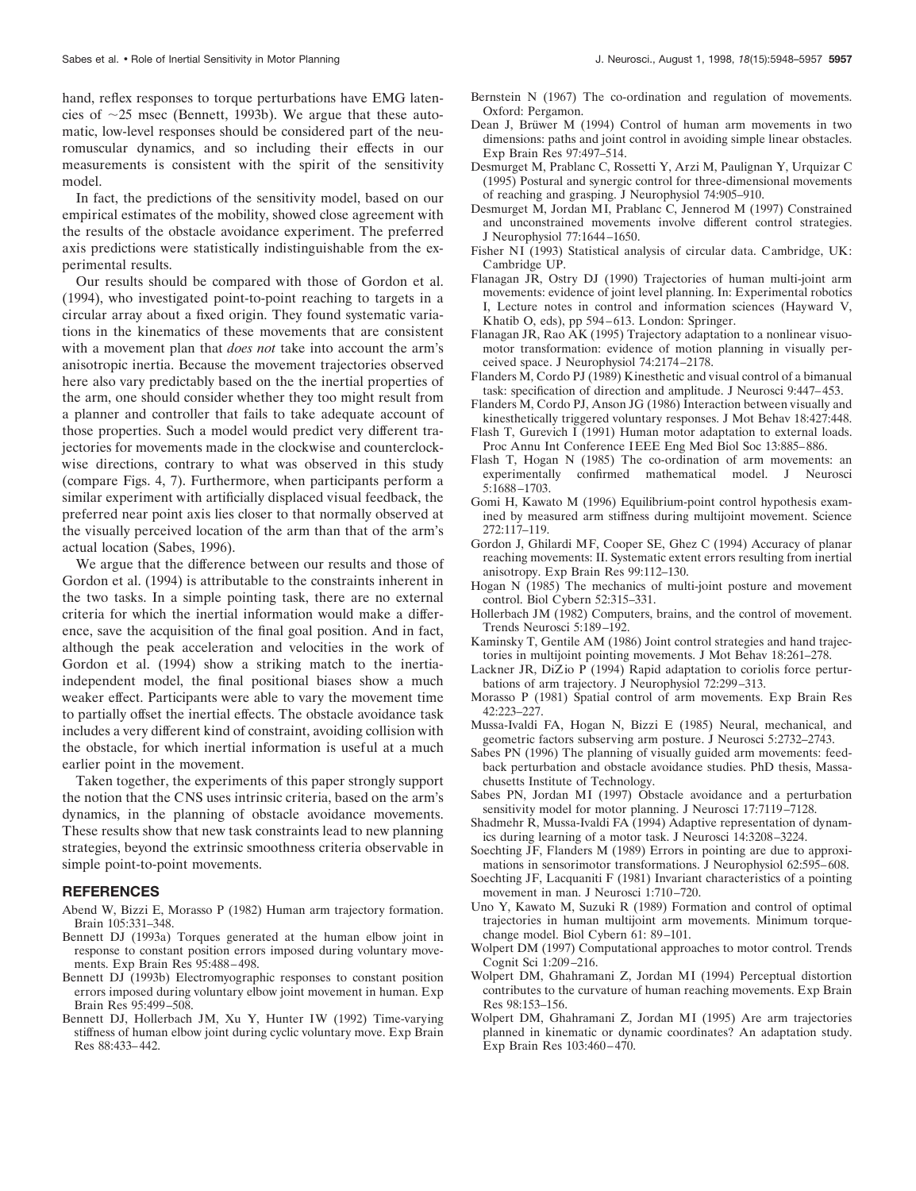hand, reflex responses to torque perturbations have EMG latencies of ~25 msec (Bennett, 1993b). We argue that these automatic, low-level responses should be considered part of the neuromuscular dynamics, and so including their effects in our measurements is consistent with the spirit of the sensitivity model.

In fact, the predictions of the sensitivity model, based on our empirical estimates of the mobility, showed close agreement with the results of the obstacle avoidance experiment. The preferred axis predictions were statistically indistinguishable from the experimental results.

Our results should be compared with those of Gordon et al. (1994), who investigated point-to-point reaching to targets in a circular array about a fixed origin. They found systematic variations in the kinematics of these movements that are consistent with a movement plan that *does not* take into account the arm's anisotropic inertia. Because the movement trajectories observed here also vary predictably based on the the inertial properties of the arm, one should consider whether they too might result from a planner and controller that fails to take adequate account of those properties. Such a model would predict very different trajectories for movements made in the clockwise and counterclockwise directions, contrary to what was observed in this study (compare Figs. 4, 7). Furthermore, when participants perform a similar experiment with artificially displaced visual feedback, the preferred near point axis lies closer to that normally observed at the visually perceived location of the arm than that of the arm's actual location (Sabes, 1996).

We argue that the difference between our results and those of Gordon et al. (1994) is attributable to the constraints inherent in the two tasks. In a simple pointing task, there are no external criteria for which the inertial information would make a difference, save the acquisition of the final goal position. And in fact, although the peak acceleration and velocities in the work of Gordon et al. (1994) show a striking match to the inertia-independent model, the final positional biases show a much weaker effect. Participants were able to vary the movement time to partially offset the inertial effects. The obstacle avoidance task includes a very different kind of constraint, avoiding collision with the obstacle, for which inertial information is useful at a much earlier point in the movement.

Taken together, the experiments of this paper strongly support the notion that the CNS uses intrinsic criteria, based on the arm's dynamics, in the planning of obstacle avoidance movements. These results show that new task constraints lead to new planning strategies, beyond the extrinsic smoothness criteria observable in simple point-to-point movements.

## REFERENCES

Abend W, Bizzi E, Morasso P (1982) Human arm trajectory formation. Brain 105:331–348.

Bennett DJ (1993a) Torques generated at the human elbow joint in response to constant position errors imposed during voluntary movements. Exp Brain Res 95:488–498.

Bennett DJ (1993b) Electromyographic responses to constant position errors imposed during voluntary elbow joint movement in human. Exp Brain Res 95:499–508.

Bennett DJ, Hollerbach JM, Xu Y, Hunter IW (1992) Time-varying stiffness of human elbow joint during cyclic voluntary move. Exp Brain Res 88:433–442.

Bernstein N (1967) The co-ordination and regulation of movements. Oxford: Pergamon.

Dean J, Brüwer M (1994) Control of human arm movements in two dimensions: paths and joint control in avoiding simple linear obstacles. Exp Brain Res 97:497–514.

Desmurget M, Prablanc C, Rossetti Y, Arzi M, Paulignan Y, Urquizar C (1995) Postural and synergic control for three-dimensional movements of reaching and grasping. J Neurophysiol 74:905–910.

Desmurget M, Jordan MI, Prablanc C, Jennerod M (1997) Constrained and unconstrained movements involve different control strategies. J Neurophysiol 77:1644–1650.

Fisher NI (1993) Statistical analysis of circular data. Cambridge, UK: Cambridge UP.

Flanagan JR, Ostry DJ (1990) Trajectories of human multi-joint arm movements: evidence of joint level planning. In: Experimental robotics I, Lecture notes in control and information sciences (Hayward V, Khatib O, eds), pp 594–613. London: Springer.

Flanagan JR, Rao AK (1995) Trajectory adaptation to a nonlinear visuomotor transformation: evidence of motion planning in visually perceived space. J Neurophysiol 74:2174–2178.

Flanders M, Cordo PJ (1989) Kinesthetic and visual control of a bimanual task: specification of direction and amplitude. J Neurosci 9:447–453.

Flanders M, Cordo PJ, Anson JG (1986) Interaction between visually and kinesthetically triggered voluntary responses. J Mot Behav 18:427:448.

Flash T, Gurevich I (1991) Human motor adaptation to external loads. Proc Annu Int Conference IEEE Eng Med Biol Soc 13:885–886.

Flash T, Hogan N (1985) The co-ordination of arm movements: an experimentally confirmed mathematical model. J Neurosci 5:1688–1703.

Gomi H, Kawato M (1996) Equilibrium-point control hypothesis examined by measured arm stiffness during multijoint movement. Science 272:117–119.

Gordon J, Ghilardi MF, Cooper SE, Ghez C (1994) Accuracy of planar reaching movements: II. Systematic extent errors resulting from inertial anisotropy. Exp Brain Res 99:112–130.

Hogan N (1985) The mechanics of multi-joint posture and movement control. Biol Cybern 52:315–331.

Hollerbach JM (1982) Computers, brains, and the control of movement. Trends Neurosci 5:189–192.

Kaminsky T, Gentile AM (1986) Joint control strategies and hand trajectories in multijoint pointing movements. J Mot Behav 18:261–278.

Lackner JR, DiZio P (1994) Rapid adaptation to coriolis force perturbations of arm trajectory. J Neurophysiol 72:299–313.

Morasso P (1981) Spatial control of arm movements. Exp Brain Res 42:223–227.

Mussa-Ivaldi FA, Hogan N, Bizzi E (1985) Neural, mechanical, and geometric factors subserving arm posture. J Neurosci 5:2732–2743.

Sabes PN (1996) The planning of visually guided arm movements: feedback perturbation and obstacle avoidance studies. PhD thesis, Massachusetts Institute of Technology.

Sabes PN, Jordan MI (1997) Obstacle avoidance and a perturbation sensitivity model for motor planning. J Neurosci 17:7119–7128.

Shadmehr R, Mussa-Ivaldi FA (1994) Adaptive representation of dynamics during learning of a motor task. J Neurosci 14:3208–3224.

Soechting JF, Flanders M (1989) Errors in pointing are due to approximations in sensorimotor transformations. J Neurophysiol 62:595–608.

Soechting JF, Lacquaniti F (1981) Invariant characteristics of a pointing movement in man. J Neurosci 1:710–720.

Uno Y, Kawato M, Suzuki R (1989) Formation and control of optimal trajectories in human multijoint arm movements. Minimum torque-change model. Biol Cybern 61: 89–101.

Wolpert DM (1997) Computational approaches to motor control. Trends Cognit Sci 1:209–216.

Wolpert DM, Ghahramani Z, Jordan MI (1994) Perceptual distortion contributes to the curvature of human reaching movements. Exp Brain Res 98:153–156.

Wolpert DM, Ghahramani Z, Jordan MI (1995) Are arm trajectories planned in kinematic or dynamic coordinates? An adaptation study. Exp Brain Res 103:460–470.